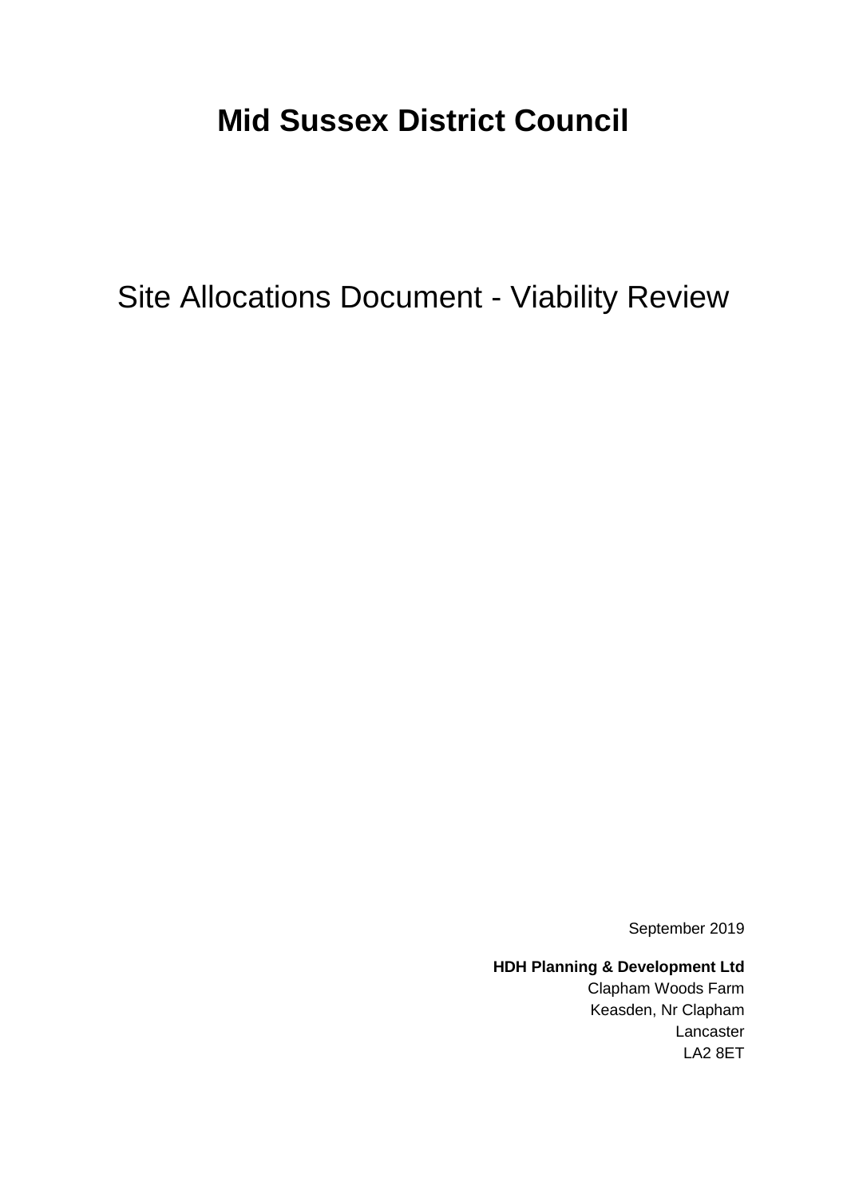# Mid Sussex District Council

## Site Allocations Document - Viability Review

September 2019

**HDH Planning & Development Ltd**
Clapham Woods Farm
Keasden, Nr Clapham
Lancaster
LA2 8ET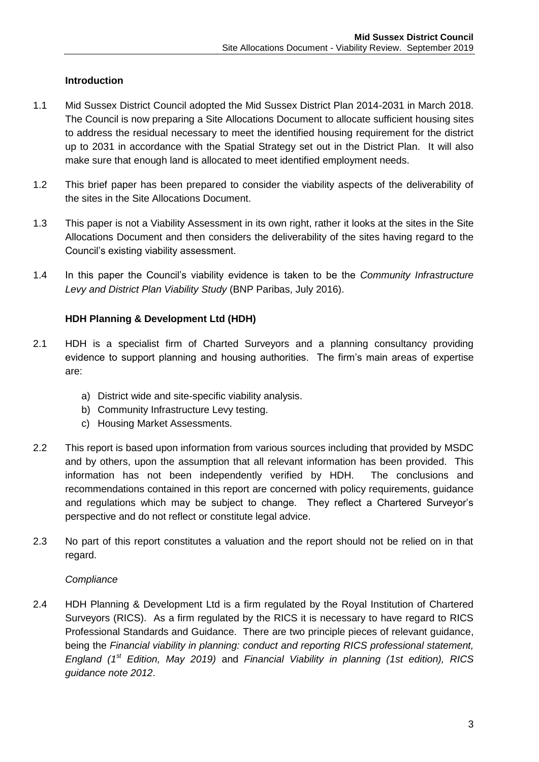## Introduction

1.1 Mid Sussex District Council adopted the Mid Sussex District Plan 2014-2031 in March 2018. The Council is now preparing a Site Allocations Document to allocate sufficient housing sites to address the residual necessary to meet the identified housing requirement for the district up to 2031 in accordance with the Spatial Strategy set out in the District Plan. It will also make sure that enough land is allocated to meet identified employment needs.

1.2 This brief paper has been prepared to consider the viability aspects of the deliverability of the sites in the Site Allocations Document.

1.3 This paper is not a Viability Assessment in its own right, rather it looks at the sites in the Site Allocations Document and then considers the deliverability of the sites having regard to the Council's existing viability assessment.

1.4 In this paper the Council's viability evidence is taken to be the *Community Infrastructure Levy and District Plan Viability Study* (BNP Paribas, July 2016).

## HDH Planning & Development Ltd (HDH)

2.1 HDH is a specialist firm of Charted Surveyors and a planning consultancy providing evidence to support planning and housing authorities. The firm's main areas of expertise are:

a) District wide and site-specific viability analysis.
b) Community Infrastructure Levy testing.
c) Housing Market Assessments.

2.2 This report is based upon information from various sources including that provided by MSDC and by others, upon the assumption that all relevant information has been provided. This information has not been independently verified by HDH. The conclusions and recommendations contained in this report are concerned with policy requirements, guidance and regulations which may be subject to change. They reflect a Chartered Surveyor's perspective and do not reflect or constitute legal advice.

2.3 No part of this report constitutes a valuation and the report should not be relied on in that regard.

*Compliance*

2.4 HDH Planning & Development Ltd is a firm regulated by the Royal Institution of Chartered Surveyors (RICS). As a firm regulated by the RICS it is necessary to have regard to RICS Professional Standards and Guidance. There are two principle pieces of relevant guidance, being the *Financial viability in planning: conduct and reporting RICS professional statement, England (1st Edition, May 2019)* and *Financial Viability in planning (1st edition), RICS guidance note 2012*.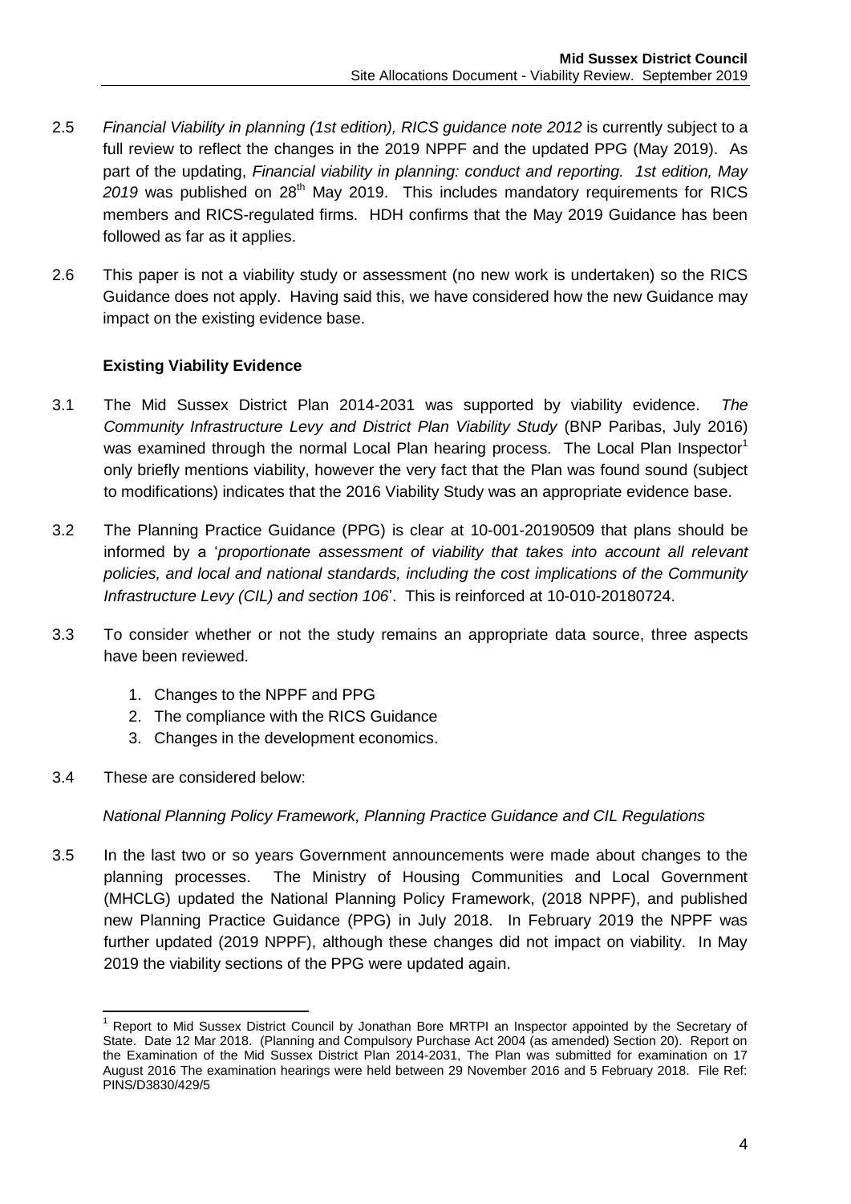2.5 *Financial Viability in planning (1st edition), RICS guidance note 2012* is currently subject to a full review to reflect the changes in the 2019 NPPF and the updated PPG (May 2019). As part of the updating, *Financial viability in planning: conduct and reporting. 1st edition, May 2019* was published on 28th May 2019. This includes mandatory requirements for RICS members and RICS-regulated firms. HDH confirms that the May 2019 Guidance has been followed as far as it applies.

2.6 This paper is not a viability study or assessment (no new work is undertaken) so the RICS Guidance does not apply. Having said this, we have considered how the new Guidance may impact on the existing evidence base.

### Existing Viability Evidence

3.1 The Mid Sussex District Plan 2014-2031 was supported by viability evidence. *The Community Infrastructure Levy and District Plan Viability Study* (BNP Paribas, July 2016) was examined through the normal Local Plan hearing process. The Local Plan Inspector[1] only briefly mentions viability, however the very fact that the Plan was found sound (subject to modifications) indicates that the 2016 Viability Study was an appropriate evidence base.

3.2 The Planning Practice Guidance (PPG) is clear at 10-001-20190509 that plans should be informed by a '*proportionate assessment of viability that takes into account all relevant policies, and local and national standards, including the cost implications of the Community Infrastructure Levy (CIL) and section 106*'. This is reinforced at 10-010-20180724.

3.3 To consider whether or not the study remains an appropriate data source, three aspects have been reviewed.

1. Changes to the NPPF and PPG
2. The compliance with the RICS Guidance
3. Changes in the development economics.

3.4 These are considered below:

*National Planning Policy Framework, Planning Practice Guidance and CIL Regulations*

3.5 In the last two or so years Government announcements were made about changes to the planning processes. The Ministry of Housing Communities and Local Government (MHCLG) updated the National Planning Policy Framework, (2018 NPPF), and published new Planning Practice Guidance (PPG) in July 2018. In February 2019 the NPPF was further updated (2019 NPPF), although these changes did not impact on viability. In May 2019 the viability sections of the PPG were updated again.

[1] Report to Mid Sussex District Council by Jonathan Bore MRTPI an Inspector appointed by the Secretary of State. Date 12 Mar 2018. (Planning and Compulsory Purchase Act 2004 (as amended) Section 20). Report on the Examination of the Mid Sussex District Plan 2014-2031, The Plan was submitted for examination on 17 August 2016 The examination hearings were held between 29 November 2016 and 5 February 2018. File Ref: PINS/D3830/429/5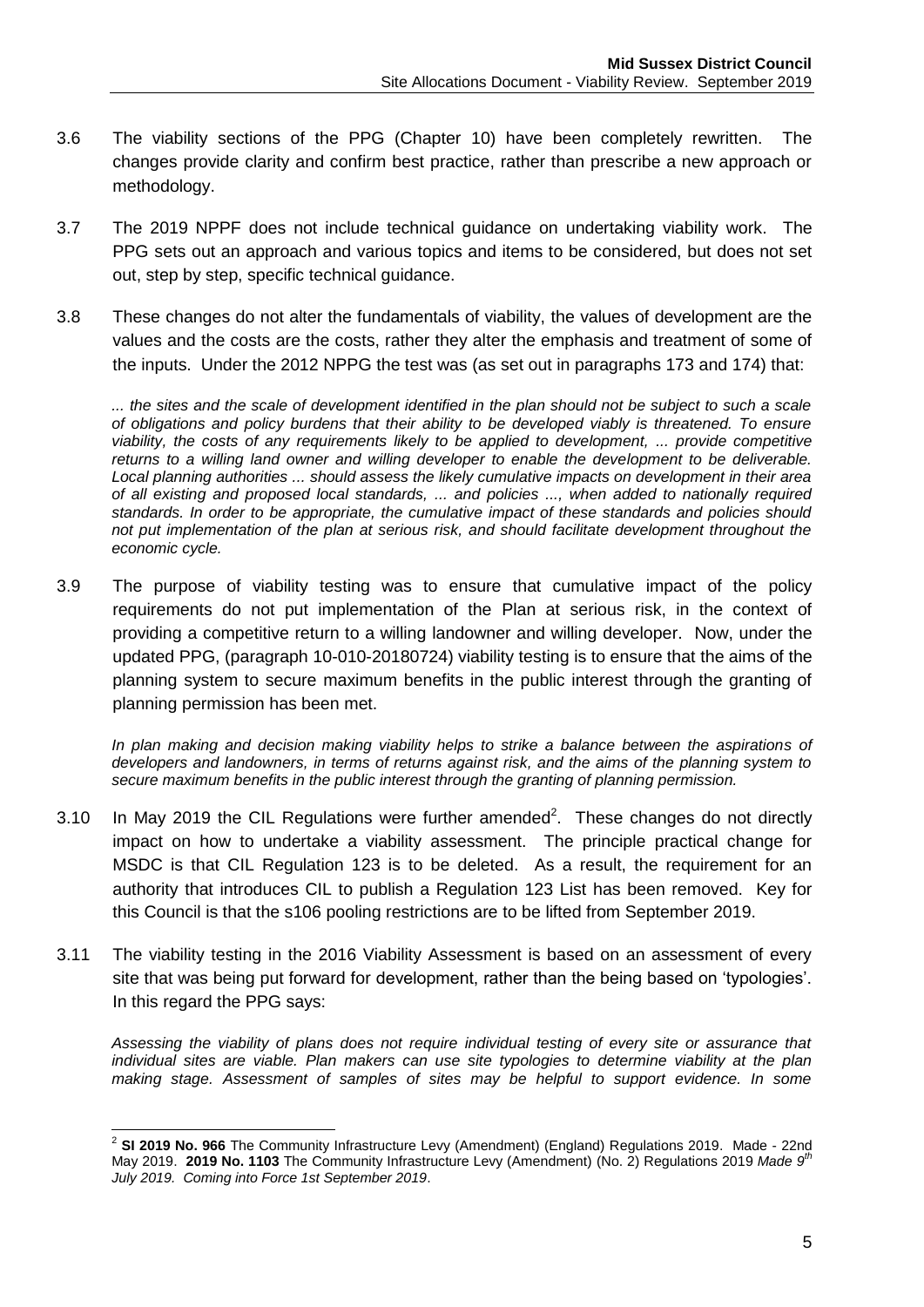3.6 The viability sections of the PPG (Chapter 10) have been completely rewritten. The changes provide clarity and confirm best practice, rather than prescribe a new approach or methodology.

3.7 The 2019 NPPF does not include technical guidance on undertaking viability work. The PPG sets out an approach and various topics and items to be considered, but does not set out, step by step, specific technical guidance.

3.8 These changes do not alter the fundamentals of viability, the values of development are the values and the costs are the costs, rather they alter the emphasis and treatment of some of the inputs. Under the 2012 NPPG the test was (as set out in paragraphs 173 and 174) that:

> *... the sites and the scale of development identified in the plan should not be subject to such a scale of obligations and policy burdens that their ability to be developed viably is threatened. To ensure viability, the costs of any requirements likely to be applied to development, ... provide competitive returns to a willing land owner and willing developer to enable the development to be deliverable. Local planning authorities ... should assess the likely cumulative impacts on development in their area of all existing and proposed local standards, ... and policies ..., when added to nationally required standards. In order to be appropriate, the cumulative impact of these standards and policies should not put implementation of the plan at serious risk, and should facilitate development throughout the economic cycle.*

3.9 The purpose of viability testing was to ensure that cumulative impact of the policy requirements do not put implementation of the Plan at serious risk, in the context of providing a competitive return to a willing landowner and willing developer. Now, under the updated PPG, (paragraph 10-010-20180724) viability testing is to ensure that the aims of the planning system to secure maximum benefits in the public interest through the granting of planning permission has been met.

> *In plan making and decision making viability helps to strike a balance between the aspirations of developers and landowners, in terms of returns against risk, and the aims of the planning system to secure maximum benefits in the public interest through the granting of planning permission.*

3.10 In May 2019 the CIL Regulations were further amended[2]. These changes do not directly impact on how to undertake a viability assessment. The principle practical change for MSDC is that CIL Regulation 123 is to be deleted. As a result, the requirement for an authority that introduces CIL to publish a Regulation 123 List has been removed. Key for this Council is that the s106 pooling restrictions are to be lifted from September 2019.

3.11 The viability testing in the 2016 Viability Assessment is based on an assessment of every site that was being put forward for development, rather than the being based on 'typologies'. In this regard the PPG says:

> *Assessing the viability of plans does not require individual testing of every site or assurance that individual sites are viable. Plan makers can use site typologies to determine viability at the plan making stage. Assessment of samples of sites may be helpful to support evidence. In some*

---

[2] **SI 2019 No. 966** The Community Infrastructure Levy (Amendment) (England) Regulations 2019. Made - 22nd May 2019. **2019 No. 1103** The Community Infrastructure Levy (Amendment) (No. 2) Regulations 2019 *Made 9th July 2019. Coming into Force 1st September 2019*.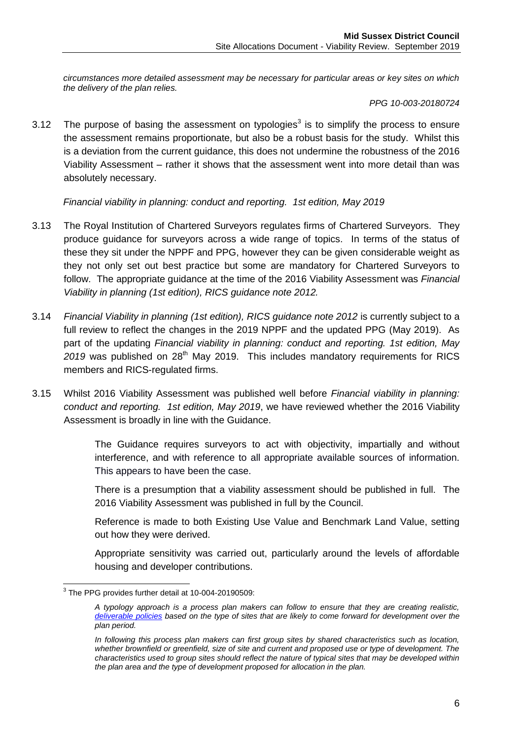*circumstances more detailed assessment may be necessary for particular areas or key sites on which the delivery of the plan relies.*

*PPG 10-003-20180724*

3.12 The purpose of basing the assessment on typologies[3] is to simplify the process to ensure the assessment remains proportionate, but also be a robust basis for the study. Whilst this is a deviation from the current guidance, this does not undermine the robustness of the 2016 Viability Assessment – rather it shows that the assessment went into more detail than was absolutely necessary.

*Financial viability in planning: conduct and reporting. 1st edition, May 2019*

3.13 The Royal Institution of Chartered Surveyors regulates firms of Chartered Surveyors. They produce guidance for surveyors across a wide range of topics. In terms of the status of these they sit under the NPPF and PPG, however they can be given considerable weight as they not only set out best practice but some are mandatory for Chartered Surveyors to follow. The appropriate guidance at the time of the 2016 Viability Assessment was *Financial Viability in planning (1st edition), RICS guidance note 2012.*

3.14 *Financial Viability in planning (1st edition), RICS guidance note 2012* is currently subject to a full review to reflect the changes in the 2019 NPPF and the updated PPG (May 2019). As part of the updating *Financial viability in planning: conduct and reporting. 1st edition, May 2019* was published on 28th May 2019. This includes mandatory requirements for RICS members and RICS-regulated firms.

3.15 Whilst 2016 Viability Assessment was published well before *Financial viability in planning: conduct and reporting. 1st edition, May 2019*, we have reviewed whether the 2016 Viability Assessment is broadly in line with the Guidance.

> The Guidance requires surveyors to act with objectivity, impartially and without interference, and with reference to all appropriate available sources of information. This appears to have been the case.
>
> There is a presumption that a viability assessment should be published in full. The 2016 Viability Assessment was published in full by the Council.
>
> Reference is made to both Existing Use Value and Benchmark Land Value, setting out how they were derived.
>
> Appropriate sensitivity was carried out, particularly around the levels of affordable housing and developer contributions.

---

[3] The PPG provides further detail at 10-004-20190509:

*A typology approach is a process plan makers can follow to ensure that they are creating realistic, deliverable policies based on the type of sites that are likely to come forward for development over the plan period.*

*In following this process plan makers can first group sites by shared characteristics such as location, whether brownfield or greenfield, size of site and current and proposed use or type of development. The characteristics used to group sites should reflect the nature of typical sites that may be developed within the plan area and the type of development proposed for allocation in the plan.*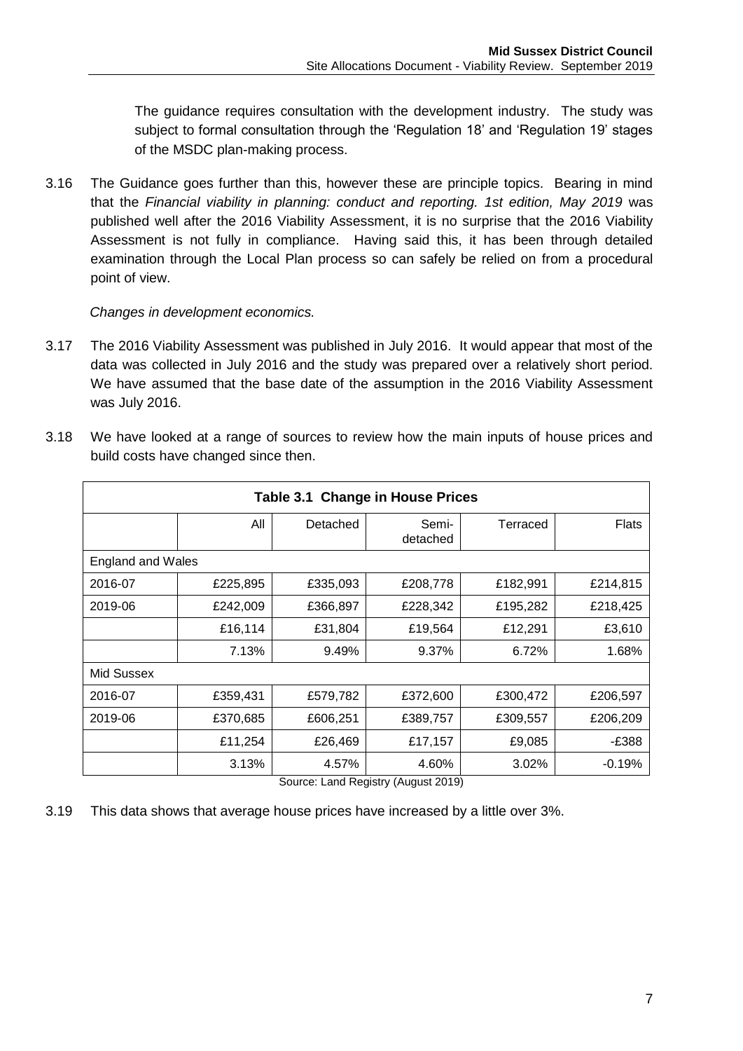The guidance requires consultation with the development industry. The study was subject to formal consultation through the 'Regulation 18' and 'Regulation 19' stages of the MSDC plan-making process.

3.16 The Guidance goes further than this, however these are principle topics. Bearing in mind that the *Financial viability in planning: conduct and reporting. 1st edition, May 2019* was published well after the 2016 Viability Assessment, it is no surprise that the 2016 Viability Assessment is not fully in compliance. Having said this, it has been through detailed examination through the Local Plan process so can safely be relied on from a procedural point of view.

*Changes in development economics.*

3.17 The 2016 Viability Assessment was published in July 2016. It would appear that most of the data was collected in July 2016 and the study was prepared over a relatively short period. We have assumed that the base date of the assumption in the 2016 Viability Assessment was July 2016.

3.18 We have looked at a range of sources to review how the main inputs of house prices and build costs have changed since then.

**Table 3.1 Change in House Prices**

| | All | Detached | Semi-detached | Terraced | Flats |
|---|---|---|---|---|---|
| England and Wales | | | | | |
| 2016-07 | £225,895 | £335,093 | £208,778 | £182,991 | £214,815 |
| 2019-06 | £242,009 | £366,897 | £228,342 | £195,282 | £218,425 |
| | £16,114 | £31,804 | £19,564 | £12,291 | £3,610 |
| | 7.13% | 9.49% | 9.37% | 6.72% | 1.68% |
| Mid Sussex | | | | | |
| 2016-07 | £359,431 | £579,782 | £372,600 | £300,472 | £206,597 |
| 2019-06 | £370,685 | £606,251 | £389,757 | £309,557 | £206,209 |
| | £11,254 | £26,469 | £17,157 | £9,085 | -£388 |
| | 3.13% | 4.57% | 4.60% | 3.02% | -0.19% |

Source: Land Registry (August 2019)

3.19 This data shows that average house prices have increased by a little over 3%.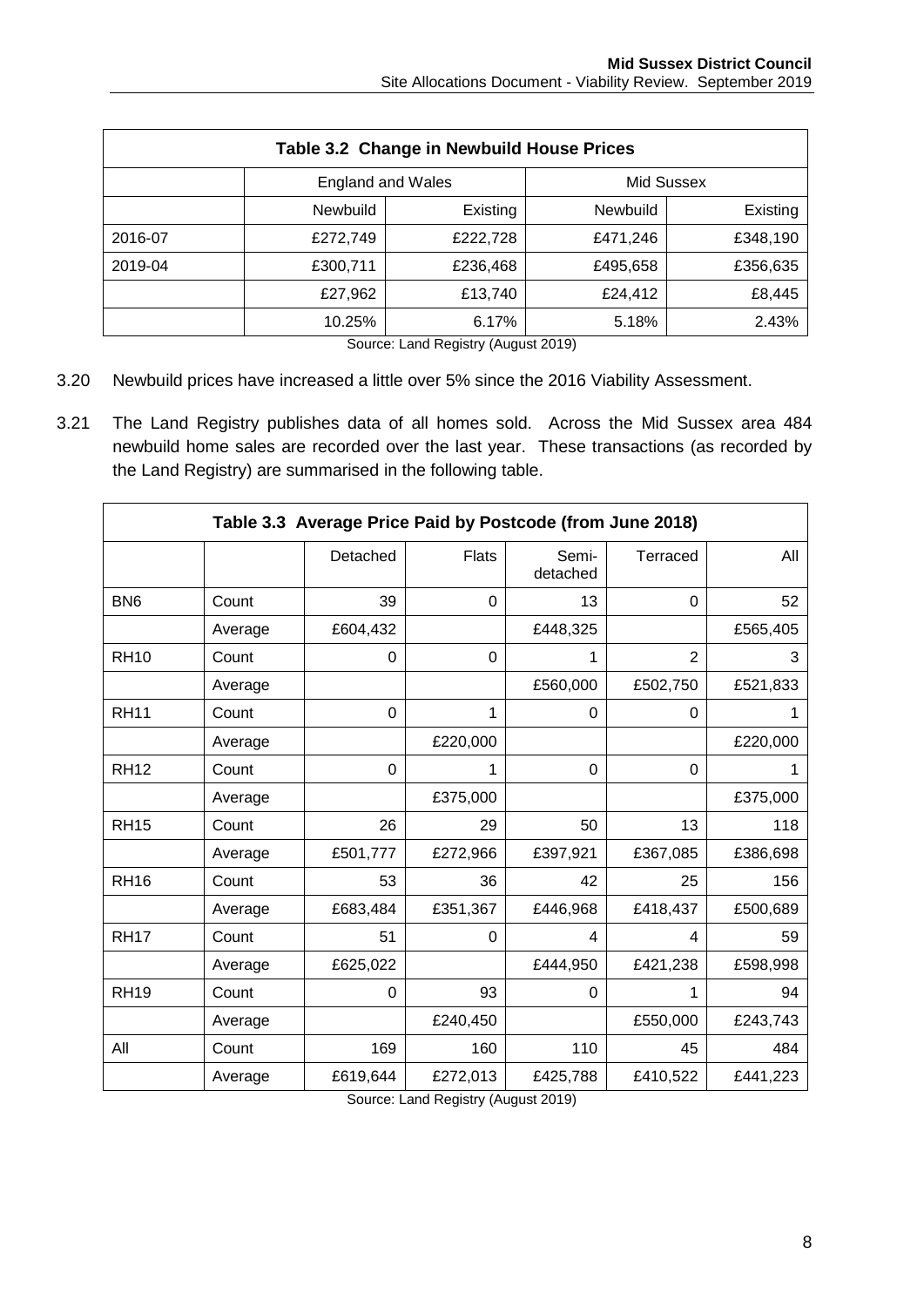| Table 3.2 Change in Newbuild House Prices | | | | |
|---|---|---|---|---|
| | England and Wales | | Mid Sussex | |
| | Newbuild | Existing | Newbuild | Existing |
| 2016-07 | £272,749 | £222,728 | £471,246 | £348,190 |
| 2019-04 | £300,711 | £236,468 | £495,658 | £356,635 |
| | £27,962 | £13,740 | £24,412 | £8,445 |
| | 10.25% | 6.17% | 5.18% | 2.43% |

Source: Land Registry (August 2019)

3.20 Newbuild prices have increased a little over 5% since the 2016 Viability Assessment.

3.21 The Land Registry publishes data of all homes sold. Across the Mid Sussex area 484 newbuild home sales are recorded over the last year. These transactions (as recorded by the Land Registry) are summarised in the following table.

| Table 3.3 Average Price Paid by Postcode (from June 2018) | | | | | | |
|---|---|---|---|---|---|---|
| | | Detached | Flats | Semi-detached | Terraced | All |
| BN6 | Count | 39 | 0 | 13 | 0 | 52 |
| | Average | £604,432 | | £448,325 | | £565,405 |
| RH10 | Count | 0 | 0 | 1 | 2 | 3 |
| | Average | | | £560,000 | £502,750 | £521,833 |
| RH11 | Count | 0 | 1 | 0 | 0 | 1 |
| | Average | | £220,000 | | | £220,000 |
| RH12 | Count | 0 | 1 | 0 | 0 | 1 |
| | Average | | £375,000 | | | £375,000 |
| RH15 | Count | 26 | 29 | 50 | 13 | 118 |
| | Average | £501,777 | £272,966 | £397,921 | £367,085 | £386,698 |
| RH16 | Count | 53 | 36 | 42 | 25 | 156 |
| | Average | £683,484 | £351,367 | £446,968 | £418,437 | £500,689 |
| RH17 | Count | 51 | 0 | 4 | 4 | 59 |
| | Average | £625,022 | | £444,950 | £421,238 | £598,998 |
| RH19 | Count | 0 | 93 | 0 | 1 | 94 |
| | Average | | £240,450 | | £550,000 | £243,743 |
| All | Count | 169 | 160 | 110 | 45 | 484 |
| | Average | £619,644 | £272,013 | £425,788 | £410,522 | £441,223 |

Source: Land Registry (August 2019)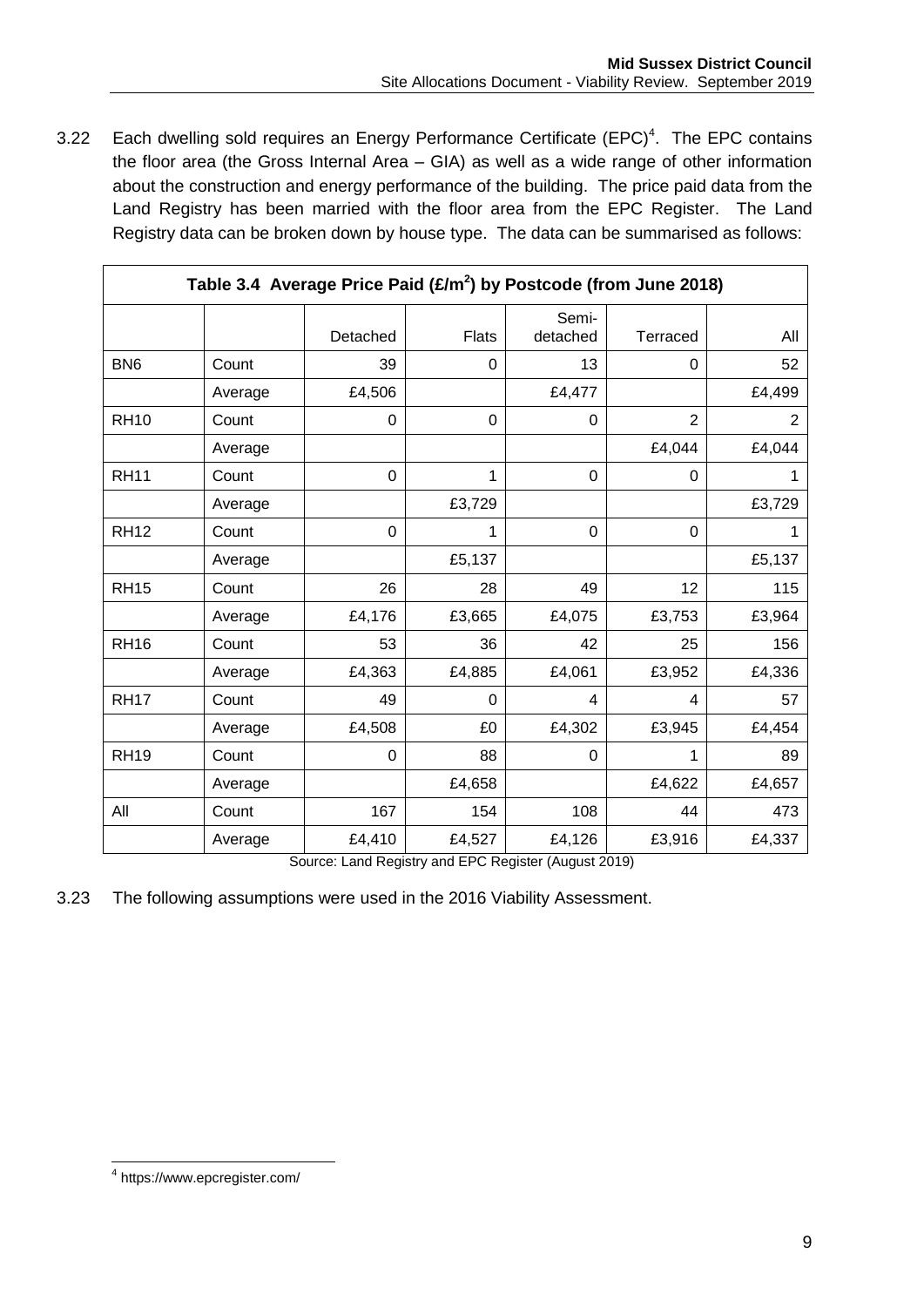3.22 Each dwelling sold requires an Energy Performance Certificate (EPC)[4]. The EPC contains the floor area (the Gross Internal Area – GIA) as well as a wide range of other information about the construction and energy performance of the building. The price paid data from the Land Registry has been married with the floor area from the EPC Register. The Land Registry data can be broken down by house type. The data can be summarised as follows:

**Table 3.4 Average Price Paid (£/m²) by Postcode (from June 2018)**

| | | Detached | Flats | Semi-detached | Terraced | All |
|---|---|---|---|---|---|---|
| BN6 | Count | 39 | 0 | 13 | 0 | 52 |
| | Average | £4,506 | | £4,477 | | £4,499 |
| RH10 | Count | 0 | 0 | 0 | 2 | 2 |
| | Average | | | | £4,044 | £4,044 |
| RH11 | Count | 0 | 1 | 0 | 0 | 1 |
| | Average | | £3,729 | | | £3,729 |
| RH12 | Count | 0 | 1 | 0 | 0 | 1 |
| | Average | | £5,137 | | | £5,137 |
| RH15 | Count | 26 | 28 | 49 | 12 | 115 |
| | Average | £4,176 | £3,665 | £4,075 | £3,753 | £3,964 |
| RH16 | Count | 53 | 36 | 42 | 25 | 156 |
| | Average | £4,363 | £4,885 | £4,061 | £3,952 | £4,336 |
| RH17 | Count | 49 | 0 | 4 | 4 | 57 |
| | Average | £4,508 | £0 | £4,302 | £3,945 | £4,454 |
| RH19 | Count | 0 | 88 | 0 | 1 | 89 |
| | Average | | £4,658 | | £4,622 | £4,657 |
| All | Count | 167 | 154 | 108 | 44 | 473 |
| | Average | £4,410 | £4,527 | £4,126 | £3,916 | £4,337 |

Source: Land Registry and EPC Register (August 2019)

3.23 The following assumptions were used in the 2016 Viability Assessment.

[4] https://www.epcregister.com/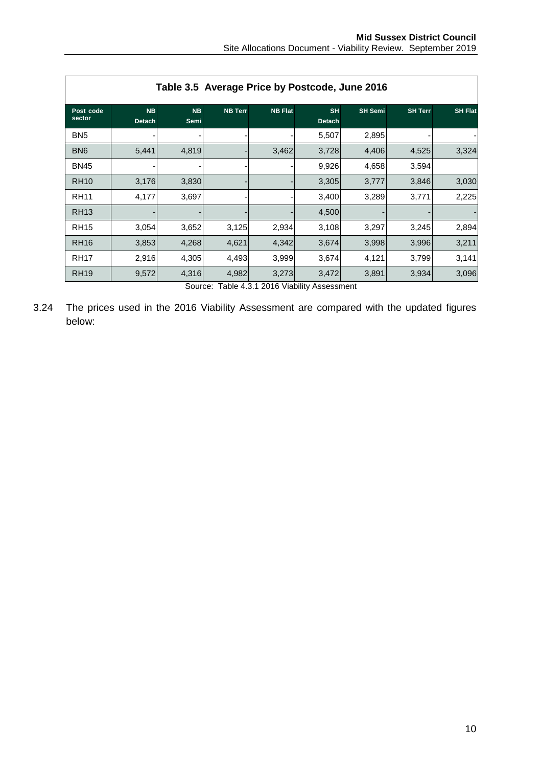**Table 3.5 Average Price by Postcode, June 2016**

| Post code sector | NB Detach | NB Semi | NB Terr | NB Flat | SH Detach | SH Semi | SH Terr | SH Flat |
|---|---|---|---|---|---|---|---|---|
| BN5 | - | - | - | - | 5,507 | 2,895 | - | - |
| BN6 | 5,441 | 4,819 | - | 3,462 | 3,728 | 4,406 | 4,525 | 3,324 |
| BN45 | - | - | - | - | 9,926 | 4,658 | 3,594 | |
| RH10 | 3,176 | 3,830 | - | - | 3,305 | 3,777 | 3,846 | 3,030 |
| RH11 | 4,177 | 3,697 | - | - | 3,400 | 3,289 | 3,771 | 2,225 |
| RH13 | - | - | - | - | 4,500 | - | - | - |
| RH15 | 3,054 | 3,652 | 3,125 | 2,934 | 3,108 | 3,297 | 3,245 | 2,894 |
| RH16 | 3,853 | 4,268 | 4,621 | 4,342 | 3,674 | 3,998 | 3,996 | 3,211 |
| RH17 | 2,916 | 4,305 | 4,493 | 3,999 | 3,674 | 4,121 | 3,799 | 3,141 |
| RH19 | 9,572 | 4,316 | 4,982 | 3,273 | 3,472 | 3,891 | 3,934 | 3,096 |

Source: Table 4.3.1 2016 Viability Assessment

3.24 The prices used in the 2016 Viability Assessment are compared with the updated figures below: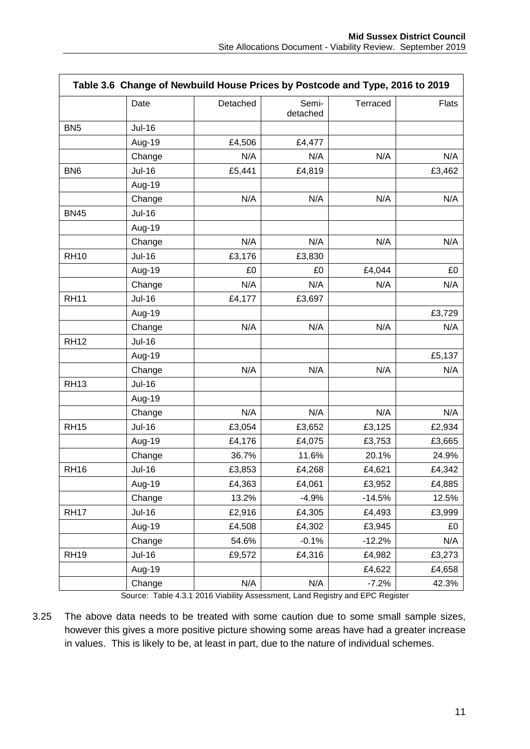**Table 3.6 Change of Newbuild House Prices by Postcode and Type, 2016 to 2019**

| | Date | Detached | Semi-detached | Terraced | Flats |
|---|---|---|---|---|---|
| BN5 | Jul-16 | | | | |
| | Aug-19 | £4,506 | £4,477 | | |
| | Change | N/A | N/A | N/A | N/A |
| BN6 | Jul-16 | £5,441 | £4,819 | | £3,462 |
| | Aug-19 | | | | |
| | Change | N/A | N/A | N/A | N/A |
| BN45 | Jul-16 | | | | |
| | Aug-19 | | | | |
| | Change | N/A | N/A | N/A | N/A |
| RH10 | Jul-16 | £3,176 | £3,830 | | |
| | Aug-19 | £0 | £0 | £4,044 | £0 |
| | Change | N/A | N/A | N/A | N/A |
| RH11 | Jul-16 | £4,177 | £3,697 | | |
| | Aug-19 | | | | £3,729 |
| | Change | N/A | N/A | N/A | N/A |
| RH12 | Jul-16 | | | | |
| | Aug-19 | | | | £5,137 |
| | Change | N/A | N/A | N/A | N/A |
| RH13 | Jul-16 | | | | |
| | Aug-19 | | | | |
| | Change | N/A | N/A | N/A | N/A |
| RH15 | Jul-16 | £3,054 | £3,652 | £3,125 | £2,934 |
| | Aug-19 | £4,176 | £4,075 | £3,753 | £3,665 |
| | Change | 36.7% | 11.6% | 20.1% | 24.9% |
| RH16 | Jul-16 | £3,853 | £4,268 | £4,621 | £4,342 |
| | Aug-19 | £4,363 | £4,061 | £3,952 | £4,885 |
| | Change | 13.2% | -4.9% | -14.5% | 12.5% |
| RH17 | Jul-16 | £2,916 | £4,305 | £4,493 | £3,999 |
| | Aug-19 | £4,508 | £4,302 | £3,945 | £0 |
| | Change | 54.6% | -0.1% | -12.2% | N/A |
| RH19 | Jul-16 | £9,572 | £4,316 | £4,982 | £3,273 |
| | Aug-19 | | | £4,622 | £4,658 |
| | Change | N/A | N/A | -7.2% | 42.3% |

Source: Table 4.3.1 2016 Viability Assessment, Land Registry and EPC Register

3.25 The above data needs to be treated with some caution due to some small sample sizes, however this gives a more positive picture showing some areas have had a greater increase in values. This is likely to be, at least in part, due to the nature of individual schemes.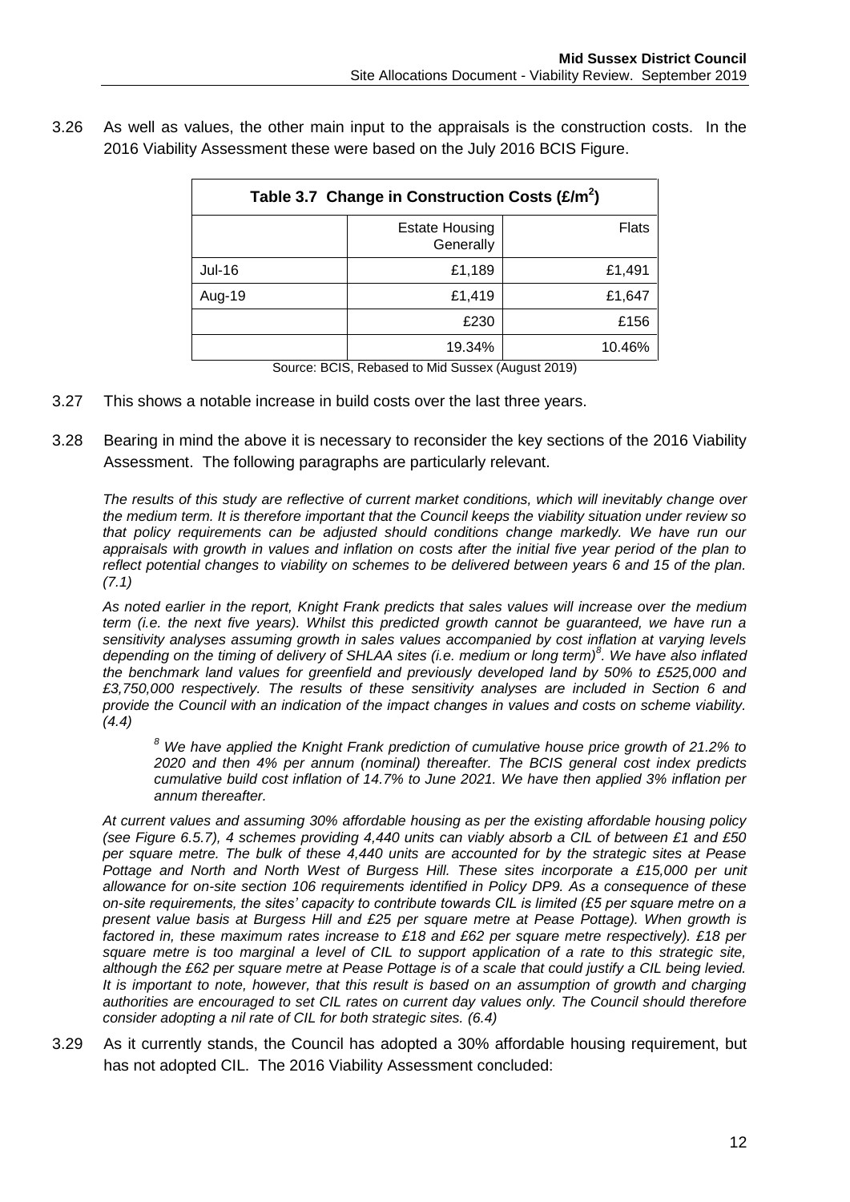3.26 As well as values, the other main input to the appraisals is the construction costs. In the 2016 Viability Assessment these were based on the July 2016 BCIS Figure.

| Table 3.7 Change in Construction Costs (£/m$^2$) | | |
|---|---|---|
| | Estate Housing Generally | Flats |
| Jul-16 | £1,189 | £1,491 |
| Aug-19 | £1,419 | £1,647 |
| | £230 | £156 |
| | 19.34% | 10.46% |

Source: BCIS, Rebased to Mid Sussex (August 2019)

3.27 This shows a notable increase in build costs over the last three years.

3.28 Bearing in mind the above it is necessary to reconsider the key sections of the 2016 Viability Assessment. The following paragraphs are particularly relevant.

*The results of this study are reflective of current market conditions, which will inevitably change over the medium term. It is therefore important that the Council keeps the viability situation under review so that policy requirements can be adjusted should conditions change markedly. We have run our appraisals with growth in values and inflation on costs after the initial five year period of the plan to reflect potential changes to viability on schemes to be delivered between years 6 and 15 of the plan. (7.1)*

*As noted earlier in the report, Knight Frank predicts that sales values will increase over the medium term (i.e. the next five years). Whilst this predicted growth cannot be guaranteed, we have run a sensitivity analyses assuming growth in sales values accompanied by cost inflation at varying levels depending on the timing of delivery of SHLAA sites (i.e. medium or long term)[8]. We have also inflated the benchmark land values for greenfield and previously developed land by 50% to £525,000 and £3,750,000 respectively. The results of these sensitivity analyses are included in Section 6 and provide the Council with an indication of the impact changes in values and costs on scheme viability. (4.4)*

> *[8] We have applied the Knight Frank prediction of cumulative house price growth of 21.2% to 2020 and then 4% per annum (nominal) thereafter. The BCIS general cost index predicts cumulative build cost inflation of 14.7% to June 2021. We have then applied 3% inflation per annum thereafter.*

*At current values and assuming 30% affordable housing as per the existing affordable housing policy (see Figure 6.5.7), 4 schemes providing 4,440 units can viably absorb a CIL of between £1 and £50 per square metre. The bulk of these 4,440 units are accounted for by the strategic sites at Pease Pottage and North and North West of Burgess Hill. These sites incorporate a £15,000 per unit allowance for on-site section 106 requirements identified in Policy DP9. As a consequence of these on-site requirements, the sites' capacity to contribute towards CIL is limited (£5 per square metre on a present value basis at Burgess Hill and £25 per square metre at Pease Pottage). When growth is factored in, these maximum rates increase to £18 and £62 per square metre respectively). £18 per square metre is too marginal a level of CIL to support application of a rate to this strategic site, although the £62 per square metre at Pease Pottage is of a scale that could justify a CIL being levied. It is important to note, however, that this result is based on an assumption of growth and charging authorities are encouraged to set CIL rates on current day values only. The Council should therefore consider adopting a nil rate of CIL for both strategic sites. (6.4)*

3.29 As it currently stands, the Council has adopted a 30% affordable housing requirement, but has not adopted CIL. The 2016 Viability Assessment concluded: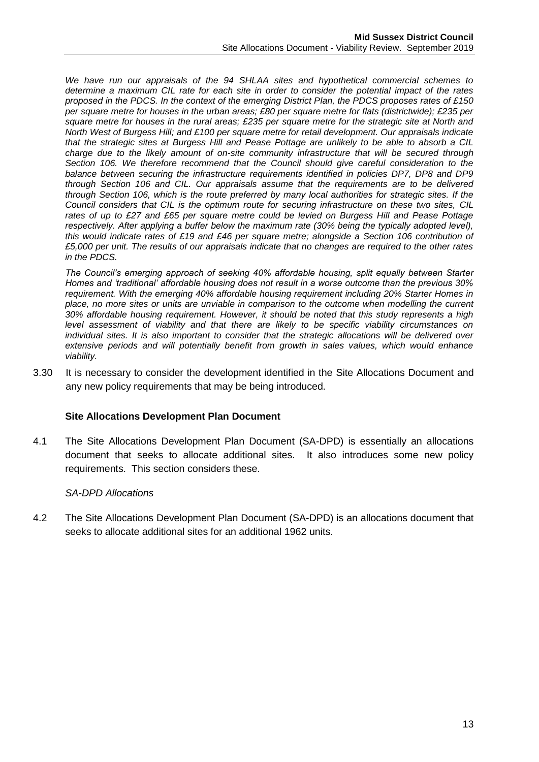*We have run our appraisals of the 94 SHLAA sites and hypothetical commercial schemes to determine a maximum CIL rate for each site in order to consider the potential impact of the rates proposed in the PDCS. In the context of the emerging District Plan, the PDCS proposes rates of £150 per square metre for houses in the urban areas; £80 per square metre for flats (districtwide); £235 per square metre for houses in the rural areas; £235 per square metre for the strategic site at North and North West of Burgess Hill; and £100 per square metre for retail development. Our appraisals indicate that the strategic sites at Burgess Hill and Pease Pottage are unlikely to be able to absorb a CIL charge due to the likely amount of on-site community infrastructure that will be secured through Section 106. We therefore recommend that the Council should give careful consideration to the balance between securing the infrastructure requirements identified in policies DP7, DP8 and DP9 through Section 106 and CIL. Our appraisals assume that the requirements are to be delivered through Section 106, which is the route preferred by many local authorities for strategic sites. If the Council considers that CIL is the optimum route for securing infrastructure on these two sites, CIL rates of up to £27 and £65 per square metre could be levied on Burgess Hill and Pease Pottage respectively. After applying a buffer below the maximum rate (30% being the typically adopted level), this would indicate rates of £19 and £46 per square metre; alongside a Section 106 contribution of £5,000 per unit. The results of our appraisals indicate that no changes are required to the other rates in the PDCS.*

*The Council's emerging approach of seeking 40% affordable housing, split equally between Starter Homes and 'traditional' affordable housing does not result in a worse outcome than the previous 30% requirement. With the emerging 40% affordable housing requirement including 20% Starter Homes in place, no more sites or units are unviable in comparison to the outcome when modelling the current 30% affordable housing requirement. However, it should be noted that this study represents a high level assessment of viability and that there are likely to be specific viability circumstances on individual sites. It is also important to consider that the strategic allocations will be delivered over extensive periods and will potentially benefit from growth in sales values, which would enhance viability.*

3.30 It is necessary to consider the development identified in the Site Allocations Document and any new policy requirements that may be being introduced.

## Site Allocations Development Plan Document

4.1 The Site Allocations Development Plan Document (SA-DPD) is essentially an allocations document that seeks to allocate additional sites. It also introduces some new policy requirements. This section considers these.

*SA-DPD Allocations*

4.2 The Site Allocations Development Plan Document (SA-DPD) is an allocations document that seeks to allocate additional sites for an additional 1962 units.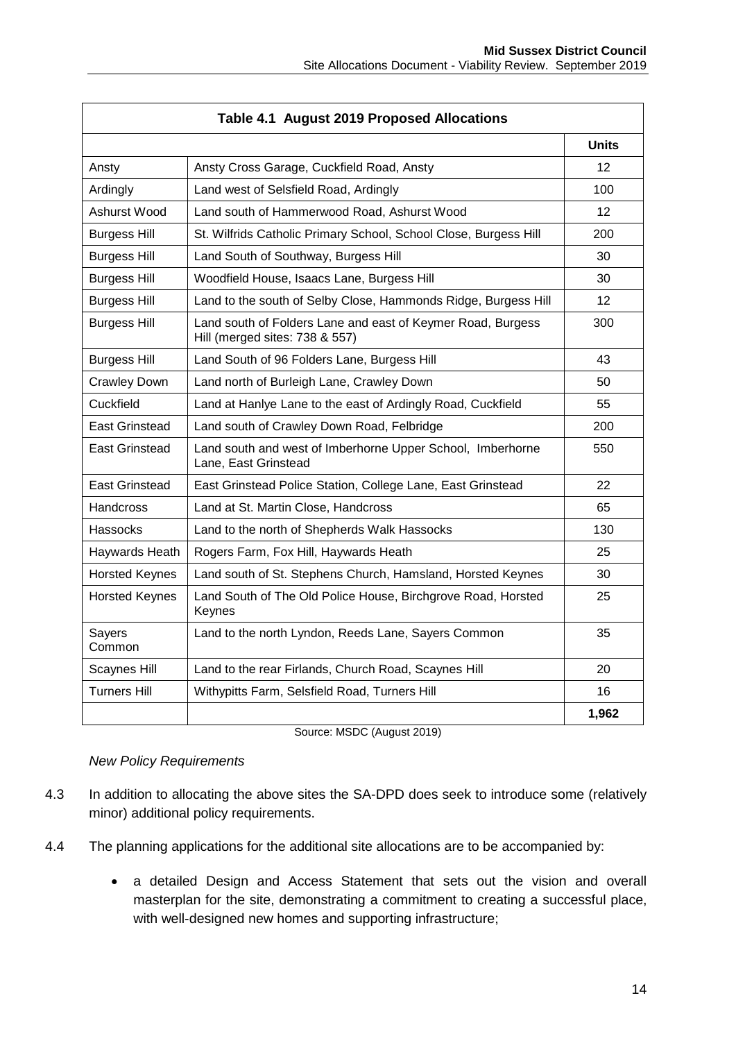| Table 4.1 August 2019 Proposed Allocations | | |
|---|---|---|
| | | **Units** |
| Ansty | Ansty Cross Garage, Cuckfield Road, Ansty | 12 |
| Ardingly | Land west of Selsfield Road, Ardingly | 100 |
| Ashurst Wood | Land south of Hammerwood Road, Ashurst Wood | 12 |
| Burgess Hill | St. Wilfrids Catholic Primary School, School Close, Burgess Hill | 200 |
| Burgess Hill | Land South of Southway, Burgess Hill | 30 |
| Burgess Hill | Woodfield House, Isaacs Lane, Burgess Hill | 30 |
| Burgess Hill | Land to the south of Selby Close, Hammonds Ridge, Burgess Hill | 12 |
| Burgess Hill | Land south of Folders Lane and east of Keymer Road, Burgess Hill (merged sites: 738 & 557) | 300 |
| Burgess Hill | Land South of 96 Folders Lane, Burgess Hill | 43 |
| Crawley Down | Land north of Burleigh Lane, Crawley Down | 50 |
| Cuckfield | Land at Hanlye Lane to the east of Ardingly Road, Cuckfield | 55 |
| East Grinstead | Land south of Crawley Down Road, Felbridge | 200 |
| East Grinstead | Land south and west of Imberhorne Upper School, Imberhorne Lane, East Grinstead | 550 |
| East Grinstead | East Grinstead Police Station, College Lane, East Grinstead | 22 |
| Handcross | Land at St. Martin Close, Handcross | 65 |
| Hassocks | Land to the north of Shepherds Walk Hassocks | 130 |
| Haywards Heath | Rogers Farm, Fox Hill, Haywards Heath | 25 |
| Horsted Keynes | Land south of St. Stephens Church, Hamsland, Horsted Keynes | 30 |
| Horsted Keynes | Land South of The Old Police House, Birchgrove Road, Horsted Keynes | 25 |
| Sayers Common | Land to the north Lyndon, Reeds Lane, Sayers Common | 35 |
| Scaynes Hill | Land to the rear Firlands, Church Road, Scaynes Hill | 20 |
| Turners Hill | Withypitts Farm, Selsfield Road, Turners Hill | 16 |
| | | **1,962** |

Source: MSDC (August 2019)

*New Policy Requirements*

4.3 In addition to allocating the above sites the SA-DPD does seek to introduce some (relatively minor) additional policy requirements.

4.4 The planning applications for the additional site allocations are to be accompanied by:

- a detailed Design and Access Statement that sets out the vision and overall masterplan for the site, demonstrating a commitment to creating a successful place, with well-designed new homes and supporting infrastructure;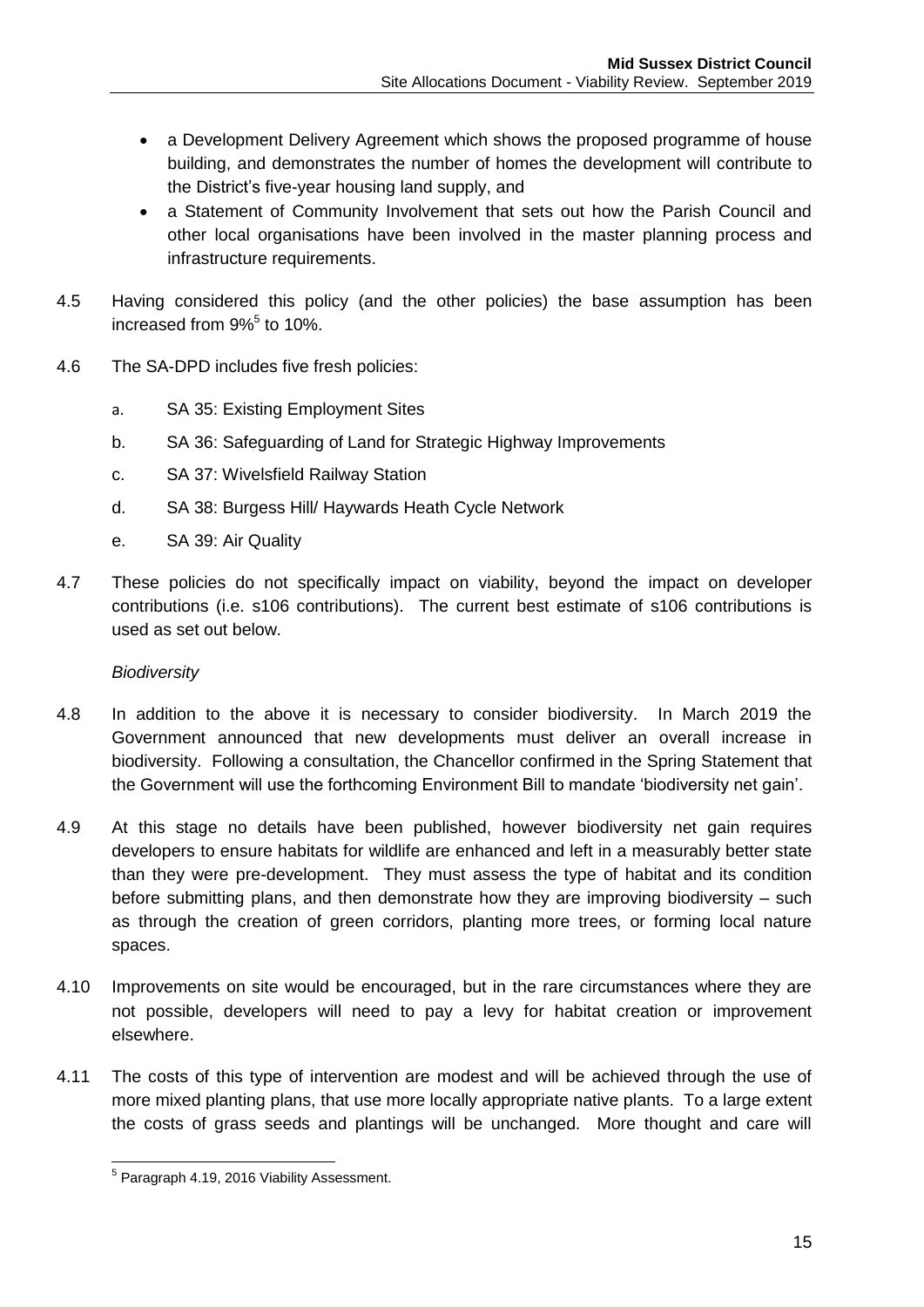- a Development Delivery Agreement which shows the proposed programme of house building, and demonstrates the number of homes the development will contribute to the District's five-year housing land supply, and
- a Statement of Community Involvement that sets out how the Parish Council and other local organisations have been involved in the master planning process and infrastructure requirements.

4.5 Having considered this policy (and the other policies) the base assumption has been increased from 9%[5] to 10%.

4.6 The SA-DPD includes five fresh policies:

a. SA 35: Existing Employment Sites

b. SA 36: Safeguarding of Land for Strategic Highway Improvements

c. SA 37: Wivelsfield Railway Station

d. SA 38: Burgess Hill/ Haywards Heath Cycle Network

e. SA 39: Air Quality

4.7 These policies do not specifically impact on viability, beyond the impact on developer contributions (i.e. s106 contributions). The current best estimate of s106 contributions is used as set out below.

*Biodiversity*

4.8 In addition to the above it is necessary to consider biodiversity. In March 2019 the Government announced that new developments must deliver an overall increase in biodiversity. Following a consultation, the Chancellor confirmed in the Spring Statement that the Government will use the forthcoming Environment Bill to mandate 'biodiversity net gain'.

4.9 At this stage no details have been published, however biodiversity net gain requires developers to ensure habitats for wildlife are enhanced and left in a measurably better state than they were pre-development. They must assess the type of habitat and its condition before submitting plans, and then demonstrate how they are improving biodiversity – such as through the creation of green corridors, planting more trees, or forming local nature spaces.

4.10 Improvements on site would be encouraged, but in the rare circumstances where they are not possible, developers will need to pay a levy for habitat creation or improvement elsewhere.

4.11 The costs of this type of intervention are modest and will be achieved through the use of more mixed planting plans, that use more locally appropriate native plants. To a large extent the costs of grass seeds and plantings will be unchanged. More thought and care will

[5] Paragraph 4.19, 2016 Viability Assessment.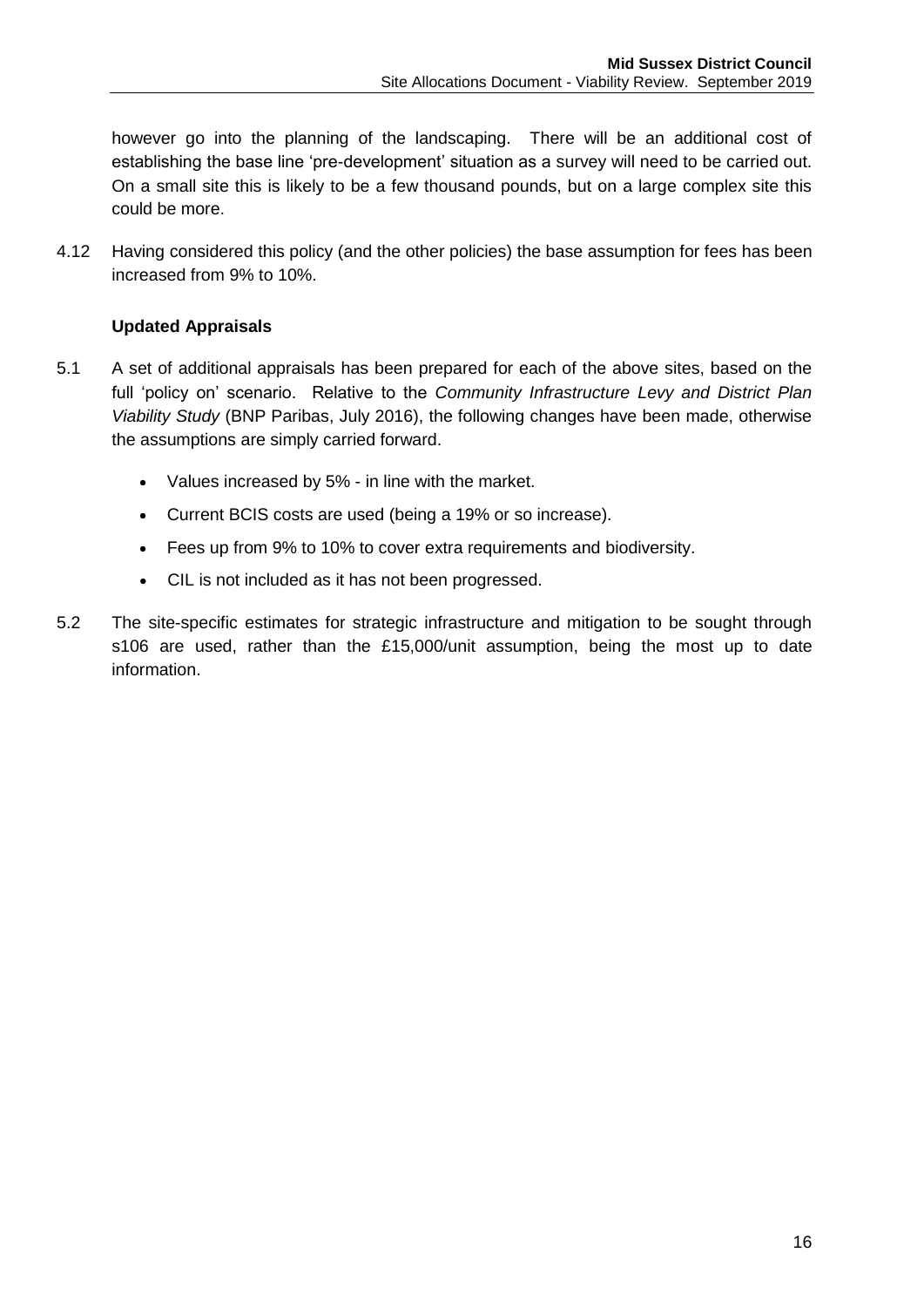however go into the planning of the landscaping. There will be an additional cost of establishing the base line 'pre-development' situation as a survey will need to be carried out. On a small site this is likely to be a few thousand pounds, but on a large complex site this could be more.

4.12 Having considered this policy (and the other policies) the base assumption for fees has been increased from 9% to 10%.

### Updated Appraisals

5.1 A set of additional appraisals has been prepared for each of the above sites, based on the full 'policy on' scenario. Relative to the *Community Infrastructure Levy and District Plan Viability Study* (BNP Paribas, July 2016), the following changes have been made, otherwise the assumptions are simply carried forward.

- Values increased by 5% - in line with the market.
- Current BCIS costs are used (being a 19% or so increase).
- Fees up from 9% to 10% to cover extra requirements and biodiversity.
- CIL is not included as it has not been progressed.

5.2 The site-specific estimates for strategic infrastructure and mitigation to be sought through s106 are used, rather than the £15,000/unit assumption, being the most up to date information.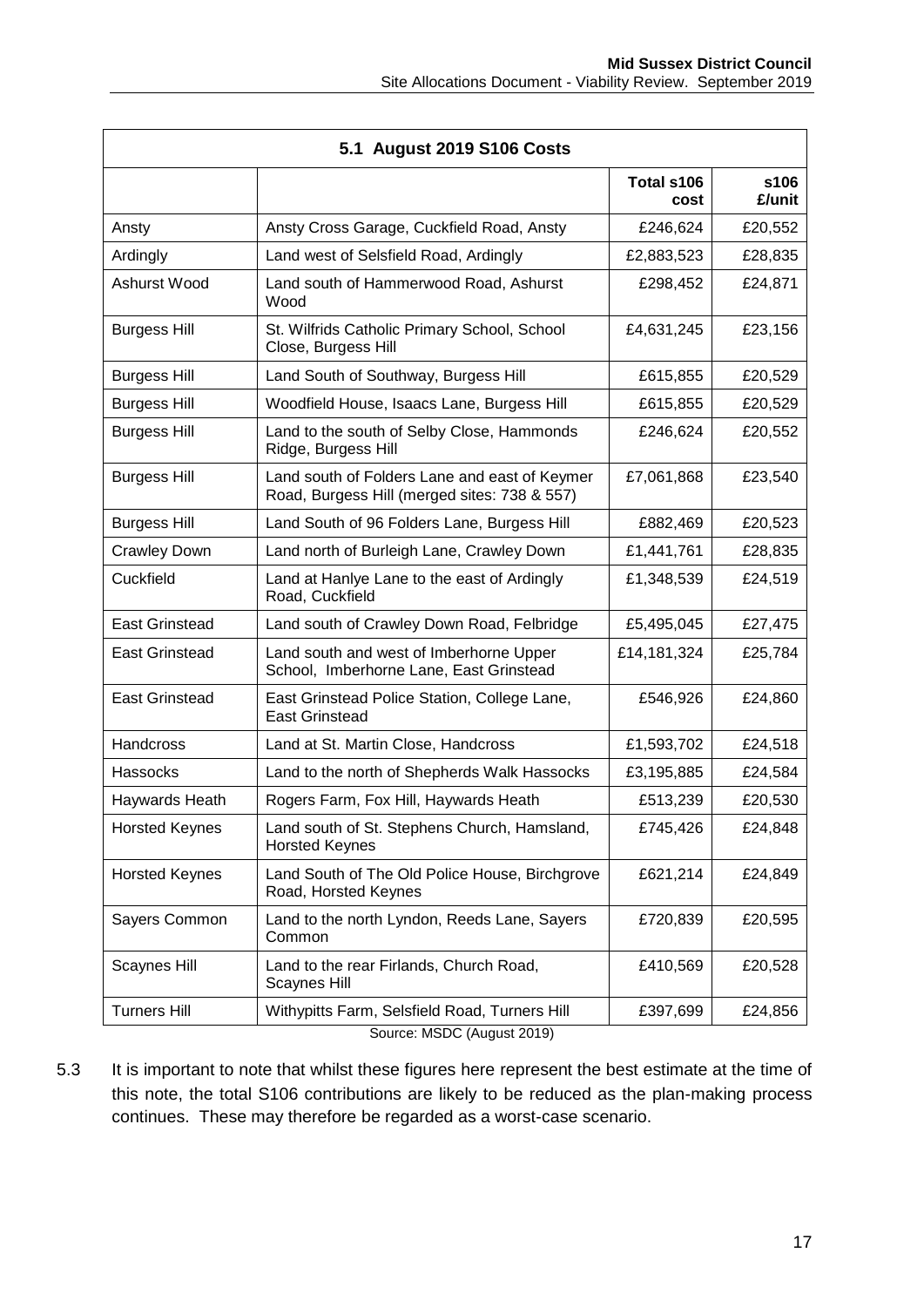| 5.1 August 2019 S106 Costs | | | |
|---|---|---|---|
| | | **Total s106 cost** | **s106 £/unit** |
| Ansty | Ansty Cross Garage, Cuckfield Road, Ansty | £246,624 | £20,552 |
| Ardingly | Land west of Selsfield Road, Ardingly | £2,883,523 | £28,835 |
| Ashurst Wood | Land south of Hammerwood Road, Ashurst Wood | £298,452 | £24,871 |
| Burgess Hill | St. Wilfrids Catholic Primary School, School Close, Burgess Hill | £4,631,245 | £23,156 |
| Burgess Hill | Land South of Southway, Burgess Hill | £615,855 | £20,529 |
| Burgess Hill | Woodfield House, Isaacs Lane, Burgess Hill | £615,855 | £20,529 |
| Burgess Hill | Land to the south of Selby Close, Hammonds Ridge, Burgess Hill | £246,624 | £20,552 |
| Burgess Hill | Land south of Folders Lane and east of Keymer Road, Burgess Hill (merged sites: 738 & 557) | £7,061,868 | £23,540 |
| Burgess Hill | Land South of 96 Folders Lane, Burgess Hill | £882,469 | £20,523 |
| Crawley Down | Land north of Burleigh Lane, Crawley Down | £1,441,761 | £28,835 |
| Cuckfield | Land at Hanlye Lane to the east of Ardingly Road, Cuckfield | £1,348,539 | £24,519 |
| East Grinstead | Land south of Crawley Down Road, Felbridge | £5,495,045 | £27,475 |
| East Grinstead | Land south and west of Imberhorne Upper School, Imberhorne Lane, East Grinstead | £14,181,324 | £25,784 |
| East Grinstead | East Grinstead Police Station, College Lane, East Grinstead | £546,926 | £24,860 |
| Handcross | Land at St. Martin Close, Handcross | £1,593,702 | £24,518 |
| Hassocks | Land to the north of Shepherds Walk Hassocks | £3,195,885 | £24,584 |
| Haywards Heath | Rogers Farm, Fox Hill, Haywards Heath | £513,239 | £20,530 |
| Horsted Keynes | Land south of St. Stephens Church, Hamsland, Horsted Keynes | £745,426 | £24,848 |
| Horsted Keynes | Land South of The Old Police House, Birchgrove Road, Horsted Keynes | £621,214 | £24,849 |
| Sayers Common | Land to the north Lyndon, Reeds Lane, Sayers Common | £720,839 | £20,595 |
| Scaynes Hill | Land to the rear Firlands, Church Road, Scaynes Hill | £410,569 | £20,528 |
| Turners Hill | Withypitts Farm, Selsfield Road, Turners Hill | £397,699 | £24,856 |

Source: MSDC (August 2019)

5.3 It is important to note that whilst these figures here represent the best estimate at the time of this note, the total S106 contributions are likely to be reduced as the plan-making process continues. These may therefore be regarded as a worst-case scenario.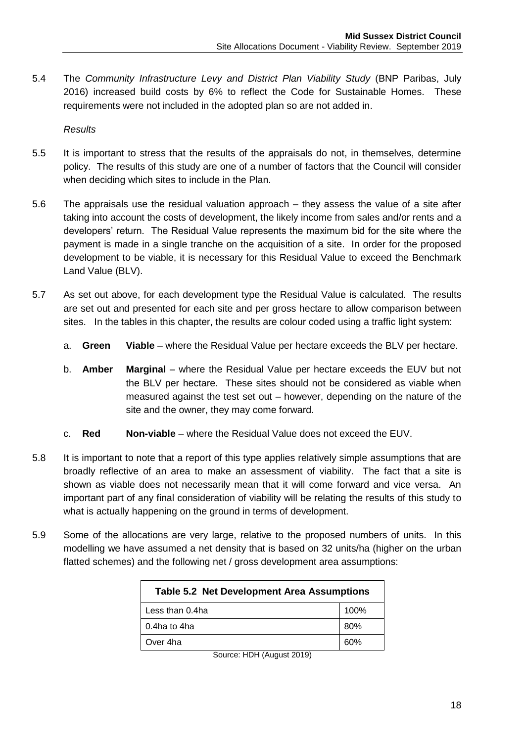5.4 The *Community Infrastructure Levy and District Plan Viability Study* (BNP Paribas, July 2016) increased build costs by 6% to reflect the Code for Sustainable Homes. These requirements were not included in the adopted plan so are not added in.

*Results*

5.5 It is important to stress that the results of the appraisals do not, in themselves, determine policy. The results of this study are one of a number of factors that the Council will consider when deciding which sites to include in the Plan.

5.6 The appraisals use the residual valuation approach – they assess the value of a site after taking into account the costs of development, the likely income from sales and/or rents and a developers' return. The Residual Value represents the maximum bid for the site where the payment is made in a single tranche on the acquisition of a site. In order for the proposed development to be viable, it is necessary for this Residual Value to exceed the Benchmark Land Value (BLV).

5.7 As set out above, for each development type the Residual Value is calculated. The results are set out and presented for each site and per gross hectare to allow comparison between sites. In the tables in this chapter, the results are colour coded using a traffic light system:

a. **Green** **Viable** – where the Residual Value per hectare exceeds the BLV per hectare.

b. **Amber** **Marginal** – where the Residual Value per hectare exceeds the EUV but not the BLV per hectare. These sites should not be considered as viable when measured against the test set out – however, depending on the nature of the site and the owner, they may come forward.

c. **Red** **Non-viable** – where the Residual Value does not exceed the EUV.

5.8 It is important to note that a report of this type applies relatively simple assumptions that are broadly reflective of an area to make an assessment of viability. The fact that a site is shown as viable does not necessarily mean that it will come forward and vice versa. An important part of any final consideration of viability will be relating the results of this study to what is actually happening on the ground in terms of development.

5.9 Some of the allocations are very large, relative to the proposed numbers of units. In this modelling we have assumed a net density that is based on 32 units/ha (higher on the urban flatted schemes) and the following net / gross development area assumptions:

| Table 5.2 Net Development Area Assumptions | |
|---|---|
| Less than 0.4ha | 100% |
| 0.4ha to 4ha | 80% |
| Over 4ha | 60% |

Source: HDH (August 2019)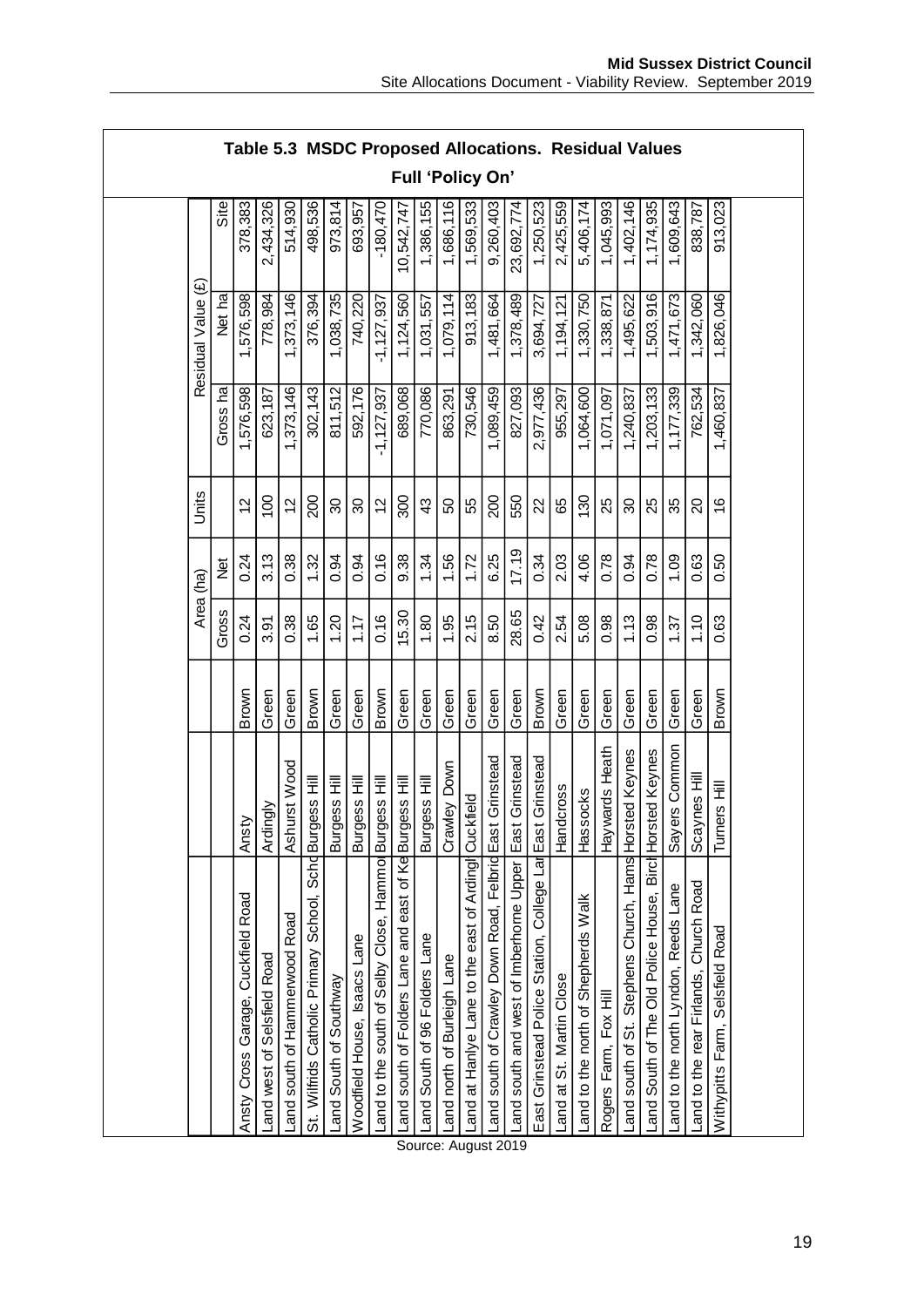## Table 5.3 MSDC Proposed Allocations. Residual Values

**Full 'Policy On'**

| | | | Area (ha) | | Units | Residual Value (£) | | |
|---|---|---|---|---|---|---|---|---|
| | | | Gross | Net | | Gross ha | Net ha | Site |
| Ansty Cross Garage, Cuckfield Road | Ansty | Brown | 0.24 | 0.24 | 12 | 1,576,598 | 1,576,598 | 378,383 |
| Land west of Selsfield Road | Ardingly | Green | 3.91 | 3.13 | 100 | 623,187 | 778,984 | 2,434,326 |
| Land south of Hammerwood Road | Ashurst Wood | Green | 0.38 | 0.38 | 12 | 1,373,146 | 1,373,146 | 514,930 |
| St. Wilfrids Catholic Primary School, Scho | Burgess Hill | Brown | 1.65 | 1.32 | 200 | 302,143 | 376,394 | 498,536 |
| Land South of Southway | Burgess Hill | Green | 1.20 | 0.94 | 30 | 811,512 | 1,038,735 | 973,814 |
| Woodfield House, Isaacs Lane | Burgess Hill | Green | 1.17 | 0.94 | 30 | 592,176 | 740,220 | 693,957 |
| Land to the south of Selby Close, Hammo | Burgess Hill | Brown | 0.16 | 0.16 | 12 | -1,127,937 | -1,127,937 | -180,470 |
| Land south of Folders Lane and east of Ke | Burgess Hill | Green | 15.30 | 9.38 | 300 | 689,068 | 1,124,560 | 10,542,747 |
| Land South of 96 Folders Lane | Burgess Hill | Green | 1.80 | 1.34 | 43 | 770,086 | 1,031,557 | 1,386,155 |
| Land north of Burleigh Lane | Crawley Down | Green | 1.95 | 1.56 | 50 | 863,291 | 1,079,114 | 1,686,116 |
| Land at Hanlye Lane to the east of Ardingl | Cuckfield | Green | 2.15 | 1.72 | 55 | 730,546 | 913,183 | 1,569,533 |
| Land south of Crawley Down Road, Felbrid | East Grinstead | Green | 8.50 | 6.25 | 200 | 1,089,459 | 1,481,664 | 9,260,403 |
| Land south and west of Imberhorne Upper | East Grinstead | Green | 28.65 | 17.19 | 550 | 827,093 | 1,378,489 | 23,692,774 |
| East Grinstead Police Station, College Lar | East Grinstead | Brown | 0.42 | 0.34 | 22 | 2,977,436 | 3,694,727 | 1,250,523 |
| Land at St. Martin Close | Handcross | Green | 2.54 | 2.03 | 65 | 955,297 | 1,194,121 | 2,425,559 |
| Land to the north of Shepherds Walk | Hassocks | Green | 5.08 | 4.06 | 130 | 1,064,600 | 1,330,750 | 5,406,174 |
| Rogers Farm, Fox Hill | Haywards Heath | Green | 0.98 | 0.78 | 25 | 1,071,097 | 1,338,871 | 1,045,993 |
| Land south of St. Stephens Church, Hams | Horsted Keynes | Green | 1.13 | 0.94 | 30 | 1,240,837 | 1,495,622 | 1,402,146 |
| Land South of The Old Police House, Birc | Horsted Keynes | Green | 0.98 | 0.78 | 25 | 1,203,133 | 1,503,916 | 1,174,935 |
| Land to the north Lyndon, Reeds Lane | Sayers Common | Green | 1.37 | 1.09 | 35 | 1,177,339 | 1,471,673 | 1,609,643 |
| Land to the rear Firlands, Church Road | Scaynes Hill | Green | 1.10 | 0.63 | 20 | 762,534 | 1,342,060 | 838,787 |
| Withypitts Farm, Selsfield Road | Turners Hill | Brown | 0.63 | 0.50 | 16 | 1,460,837 | 1,826,046 | 913,023 |

Source: August 2019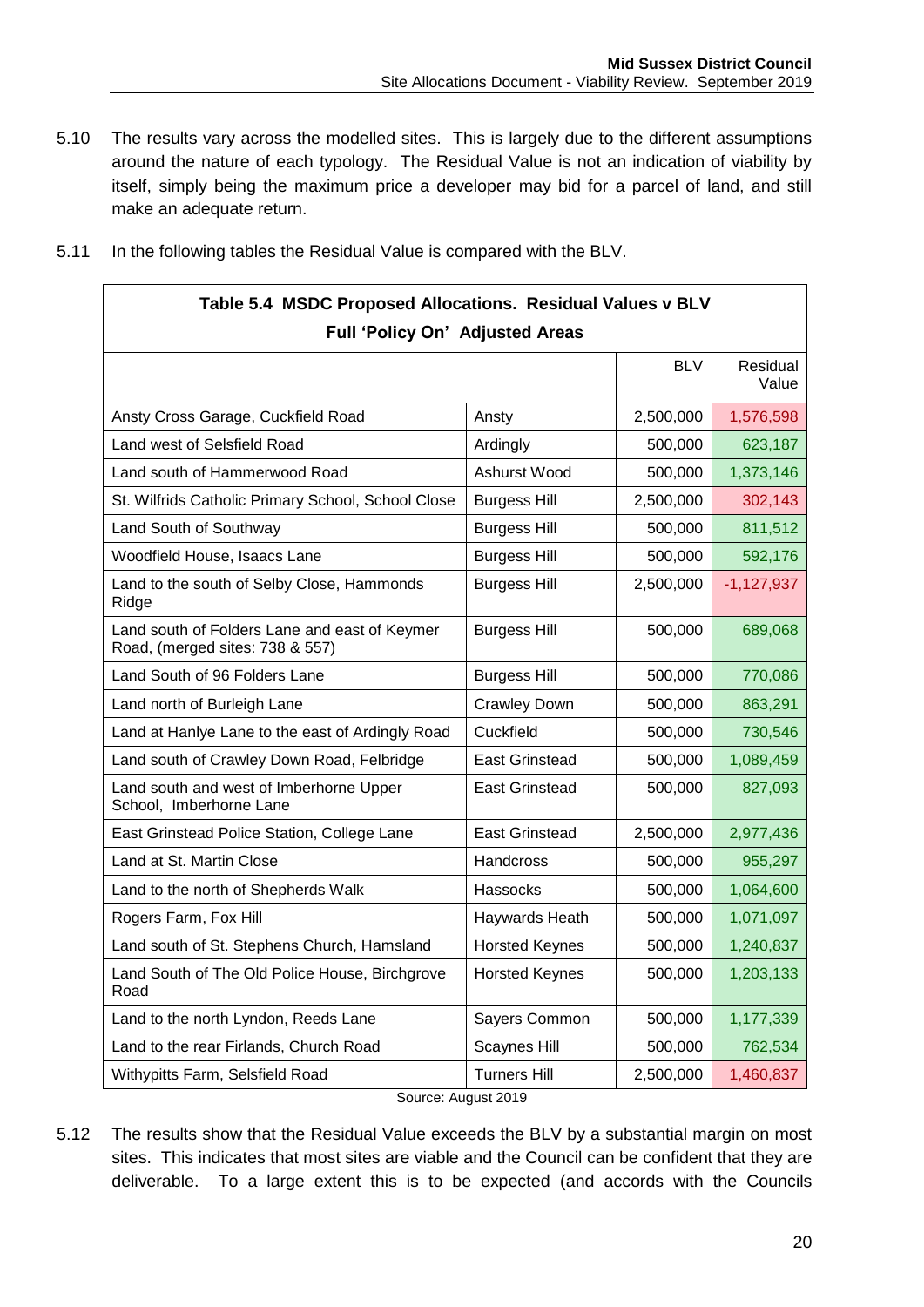5.10 The results vary across the modelled sites. This is largely due to the different assumptions around the nature of each typology. The Residual Value is not an indication of viability by itself, simply being the maximum price a developer may bid for a parcel of land, and still make an adequate return.

5.11 In the following tables the Residual Value is compared with the BLV.

**Table 5.4 MSDC Proposed Allocations. Residual Values v BLV**

**Full 'Policy On' Adjusted Areas**

| | | BLV | Residual Value |
|---|---|---|---|
| Ansty Cross Garage, Cuckfield Road | Ansty | 2,500,000 | 1,576,598 |
| Land west of Selsfield Road | Ardingly | 500,000 | 623,187 |
| Land south of Hammerwood Road | Ashurst Wood | 500,000 | 1,373,146 |
| St. Wilfrids Catholic Primary School, School Close | Burgess Hill | 2,500,000 | 302,143 |
| Land South of Southway | Burgess Hill | 500,000 | 811,512 |
| Woodfield House, Isaacs Lane | Burgess Hill | 500,000 | 592,176 |
| Land to the south of Selby Close, Hammonds Ridge | Burgess Hill | 2,500,000 | -1,127,937 |
| Land south of Folders Lane and east of Keymer Road, (merged sites: 738 & 557) | Burgess Hill | 500,000 | 689,068 |
| Land South of 96 Folders Lane | Burgess Hill | 500,000 | 770,086 |
| Land north of Burleigh Lane | Crawley Down | 500,000 | 863,291 |
| Land at Hanlye Lane to the east of Ardingly Road | Cuckfield | 500,000 | 730,546 |
| Land south of Crawley Down Road, Felbridge | East Grinstead | 500,000 | 1,089,459 |
| Land south and west of Imberhorne Upper School, Imberhorne Lane | East Grinstead | 500,000 | 827,093 |
| East Grinstead Police Station, College Lane | East Grinstead | 2,500,000 | 2,977,436 |
| Land at St. Martin Close | Handcross | 500,000 | 955,297 |
| Land to the north of Shepherds Walk | Hassocks | 500,000 | 1,064,600 |
| Rogers Farm, Fox Hill | Haywards Heath | 500,000 | 1,071,097 |
| Land south of St. Stephens Church, Hamsland | Horsted Keynes | 500,000 | 1,240,837 |
| Land South of The Old Police House, Birchgrove Road | Horsted Keynes | 500,000 | 1,203,133 |
| Land to the north Lyndon, Reeds Lane | Sayers Common | 500,000 | 1,177,339 |
| Land to the rear Firlands, Church Road | Scaynes Hill | 500,000 | 762,534 |
| Withypitts Farm, Selsfield Road | Turners Hill | 2,500,000 | 1,460,837 |

Source: August 2019

5.12 The results show that the Residual Value exceeds the BLV by a substantial margin on most sites. This indicates that most sites are viable and the Council can be confident that they are deliverable. To a large extent this is to be expected (and accords with the Councils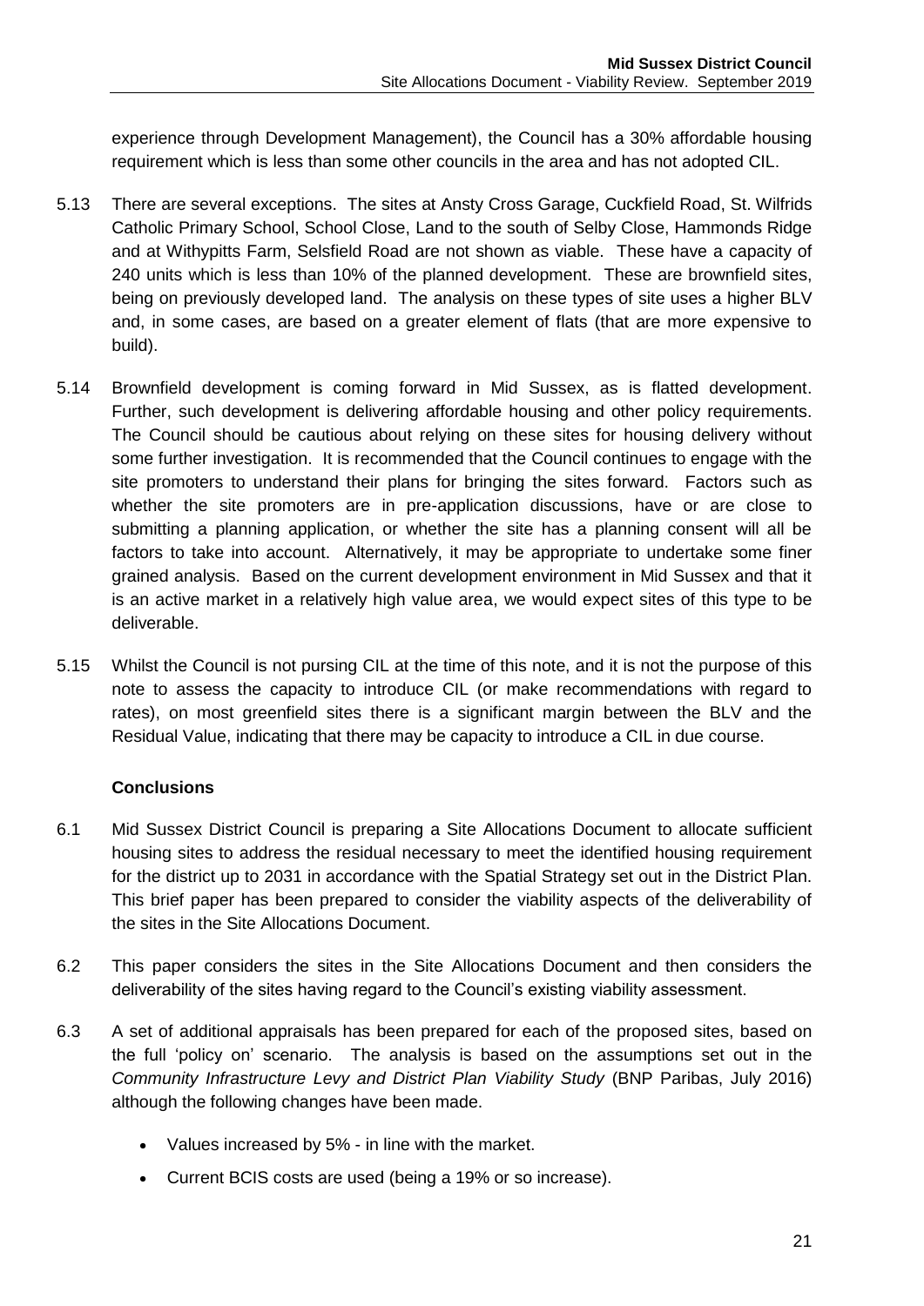experience through Development Management), the Council has a 30% affordable housing requirement which is less than some other councils in the area and has not adopted CIL.

5.13 There are several exceptions. The sites at Ansty Cross Garage, Cuckfield Road, St. Wilfrids Catholic Primary School, School Close, Land to the south of Selby Close, Hammonds Ridge and at Withypitts Farm, Selsfield Road are not shown as viable. These have a capacity of 240 units which is less than 10% of the planned development. These are brownfield sites, being on previously developed land. The analysis on these types of site uses a higher BLV and, in some cases, are based on a greater element of flats (that are more expensive to build).

5.14 Brownfield development is coming forward in Mid Sussex, as is flatted development. Further, such development is delivering affordable housing and other policy requirements. The Council should be cautious about relying on these sites for housing delivery without some further investigation. It is recommended that the Council continues to engage with the site promoters to understand their plans for bringing the sites forward. Factors such as whether the site promoters are in pre-application discussions, have or are close to submitting a planning application, or whether the site has a planning consent will all be factors to take into account. Alternatively, it may be appropriate to undertake some finer grained analysis. Based on the current development environment in Mid Sussex and that it is an active market in a relatively high value area, we would expect sites of this type to be deliverable.

5.15 Whilst the Council is not pursing CIL at the time of this note, and it is not the purpose of this note to assess the capacity to introduce CIL (or make recommendations with regard to rates), on most greenfield sites there is a significant margin between the BLV and the Residual Value, indicating that there may be capacity to introduce a CIL in due course.

## Conclusions

6.1 Mid Sussex District Council is preparing a Site Allocations Document to allocate sufficient housing sites to address the residual necessary to meet the identified housing requirement for the district up to 2031 in accordance with the Spatial Strategy set out in the District Plan. This brief paper has been prepared to consider the viability aspects of the deliverability of the sites in the Site Allocations Document.

6.2 This paper considers the sites in the Site Allocations Document and then considers the deliverability of the sites having regard to the Council's existing viability assessment.

6.3 A set of additional appraisals has been prepared for each of the proposed sites, based on the full 'policy on' scenario. The analysis is based on the assumptions set out in the *Community Infrastructure Levy and District Plan Viability Study* (BNP Paribas, July 2016) although the following changes have been made.

- Values increased by 5% - in line with the market.
- Current BCIS costs are used (being a 19% or so increase).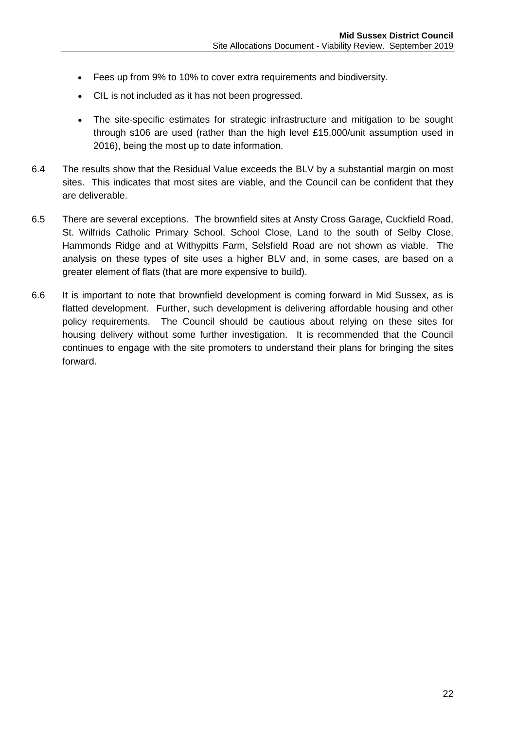- Fees up from 9% to 10% to cover extra requirements and biodiversity.
- CIL is not included as it has not been progressed.
- The site-specific estimates for strategic infrastructure and mitigation to be sought through s106 are used (rather than the high level £15,000/unit assumption used in 2016), being the most up to date information.

6.4 The results show that the Residual Value exceeds the BLV by a substantial margin on most sites. This indicates that most sites are viable, and the Council can be confident that they are deliverable.

6.5 There are several exceptions. The brownfield sites at Ansty Cross Garage, Cuckfield Road, St. Wilfrids Catholic Primary School, School Close, Land to the south of Selby Close, Hammonds Ridge and at Withypitts Farm, Selsfield Road are not shown as viable. The analysis on these types of site uses a higher BLV and, in some cases, are based on a greater element of flats (that are more expensive to build).

6.6 It is important to note that brownfield development is coming forward in Mid Sussex, as is flatted development. Further, such development is delivering affordable housing and other policy requirements. The Council should be cautious about relying on these sites for housing delivery without some further investigation. It is recommended that the Council continues to engage with the site promoters to understand their plans for bringing the sites forward.